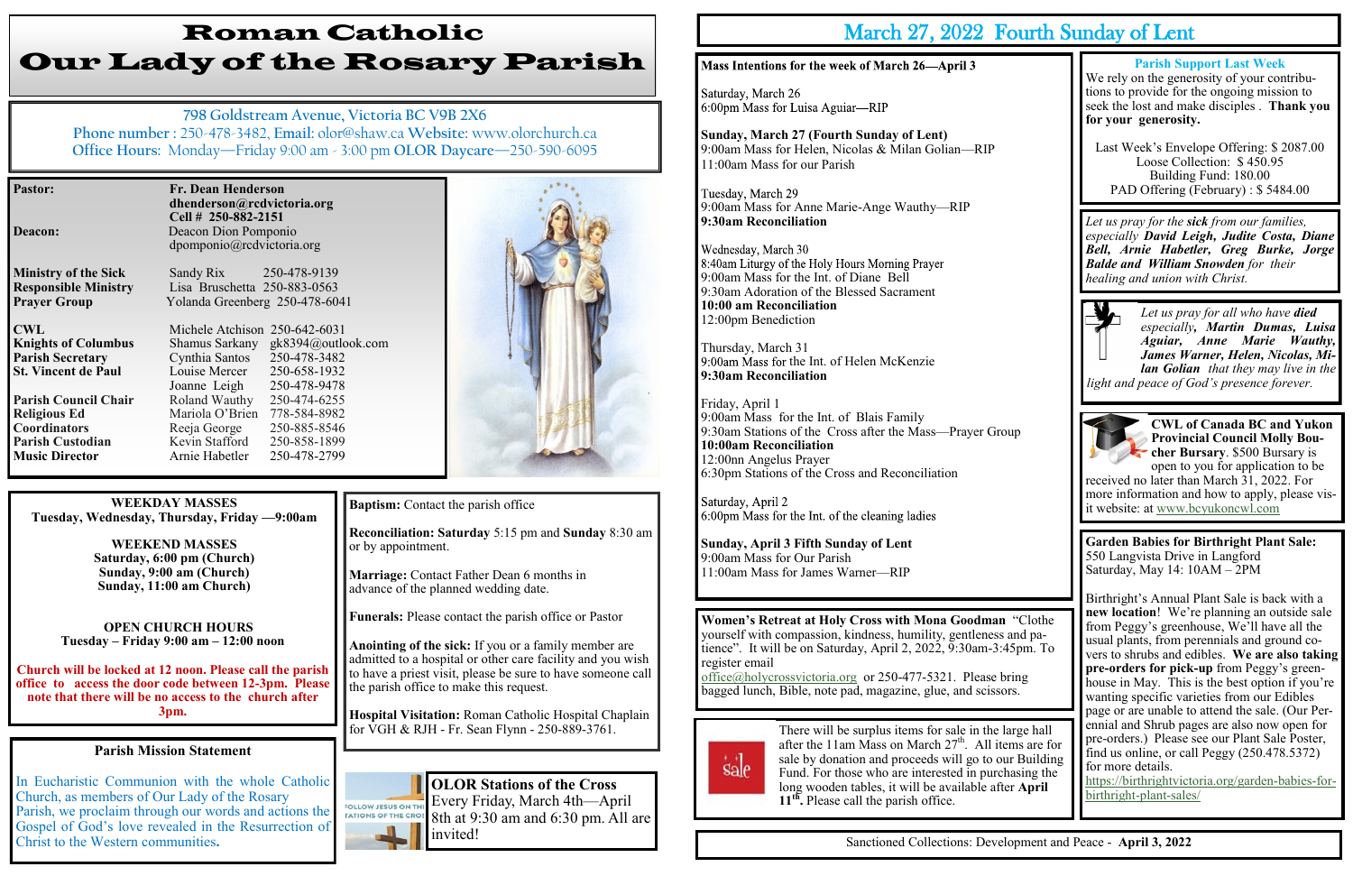# Roman Catholic Our Lady of the Rosary Parish

798 Goldstream Avenue, Victoria BC V9B 2X6
Phone number : 250-478-3482, Email: olor@shaw.ca Website: www.olorchurch.ca
Office Hours: Monday—Friday 9:00 am - 3:00 pm OLOR Daycare—250-590-6095

| | | |
|---|---|---|
| **Pastor:** | **Fr. Dean Henderson** **dhenderson@rcdvictoria.org** **Cell # 250-882-2151** | |
| **Deacon:** | Deacon Dion Pomponio dpomponio@rcdvictoria.org | |
| **Ministry of the Sick** | Sandy Rix | 250-478-9139 |
| **Responsible Ministry** | Lisa Bruschetta | 250-883-0563 |
| **Prayer Group** | Yolanda Greenberg | 250-478-6041 |
| **CWL** | Michele Atchison | 250-642-6031 |
| **Knights of Columbus** | Shamus Sarkany | gk8394@outlook.com |
| **Parish Secretary** | Cynthia Santos | 250-478-3482 |
| **St. Vincent de Paul** | Louise Mercer | 250-658-1932 |
| | Joanne Leigh | 250-478-9478 |
| **Parish Council Chair** | Roland Wauthy | 250-474-6255 |
| **Religious Ed** | Mariola O'Brien | 778-584-8982 |
| **Coordinators** | Reeja George | 250-885-8546 |
| **Parish Custodian** | Kevin Stafford | 250-858-1899 |
| **Music Director** | Arnie Habetler | 250-478-2799 |

**WEEKDAY MASSES**
**Tuesday, Wednesday, Thursday, Friday —9:00am**

**WEEKEND MASSES**
**Saturday, 6:00 pm (Church)**
**Sunday, 9:00 am (Church)**
**Sunday, 11:00 am Church)**

**OPEN CHURCH HOURS**
**Tuesday – Friday 9:00 am – 12:00 noon**

**Church will be locked at 12 noon. Please call the parish office to access the door code between 12-3pm. Please note that there will be no access to the church after 3pm.**

## Parish Mission Statement

In Eucharistic Communion with the whole Catholic Church, as members of Our Lady of the Rosary Parish, we proclaim through our words and actions the Gospel of God's love revealed in the Resurrection of Christ to the Western communities.

**Baptism:** Contact the parish office

**Reconciliation: Saturday** 5:15 pm and **Sunday** 8:30 am or by appointment.

**Marriage:** Contact Father Dean 6 months in advance of the planned wedding date.

**Funerals:** Please contact the parish office or Pastor

**Anointing of the sick:** If you or a family member are admitted to a hospital or other care facility and you wish to have a priest visit, please be sure to have someone call the parish office to make this request.

**Hospital Visitation:** Roman Catholic Hospital Chaplain for VGH & RJH - Fr. Sean Flynn - 250-889-3761.

**OLOR Stations of the Cross**
Every Friday, March 4th—April 8th at 9:30 am and 6:30 pm. All are invited!

# March 27, 2022 Fourth Sunday of Lent

**Mass Intentions for the week of March 26—April 3**

Saturday, March 26
6:00pm Mass for Luisa Aguiar—RIP

**Sunday, March 27 (Fourth Sunday of Lent)**
9:00am Mass for Helen, Nicolas & Milan Golian—RIP
11:00am Mass for our Parish

Tuesday, March 29
9:00am Mass for Anne Marie-Ange Wauthy—RIP
**9:30am Reconciliation**

Wednesday, March 30
8:40am Liturgy of the Holy Hours Morning Prayer
9:00am Mass for the Int. of Diane Bell
9:30am Adoration of the Blessed Sacrament
**10:00 am Reconciliation**
12:00pm Benediction

Thursday, March 31
9:00am Mass for the Int. of Helen McKenzie
**9:30am Reconciliation**

Friday, April 1
9:00am Mass for the Int. of Blais Family
9:30am Stations of the Cross after the Mass—Prayer Group
**10:00am Reconciliation**
12:00nn Angelus Prayer
6:30pm Stations of the Cross and Reconciliation

Saturday, April 2
6:00pm Mass for the Int. of the cleaning ladies

**Sunday, April 3 Fifth Sunday of Lent**
9:00am Mass for Our Parish
11:00am Mass for James Warner—RIP

**Women's Retreat at Holy Cross with Mona Goodman** "Clothe yourself with compassion, kindness, humility, gentleness and patience". It will be on Saturday, April 2, 2022, 9:30am-3:45pm. To register email office@holycrossvictoria.org or 250-477-5321. Please bring bagged lunch, Bible, note pad, magazine, glue, and scissors.

There will be surplus items for sale in the large hall after the 11am Mass on March 27th. All items are for sale by donation and proceeds will go to our Building Fund. For those who are interested in purchasing the long wooden tables, it will be available after **April 11th**. Please call the parish office.

## Parish Support Last Week

We rely on the generosity of your contributions to provide for the ongoing mission to seek the lost and make disciples . **Thank you for your generosity.**

Last Week's Envelope Offering: $ 2087.00
Loose Collection: $ 450.95
Building Fund: 180.00
PAD Offering (February) : $ 5484.00

*Let us pray for the* ***sick*** *from our families, especially* ***David Leigh, Judite Costa, Diane Bell, Arnie Habetler, Greg Burke, Jorge Balde and William Snowden*** *for their healing and union with Christ.*

*Let us pray for all who have* ***died*** *especially,* ***Martin Dumas, Luisa Aguiar, Anne Marie Wauthy, James Warner, Helen, Nicolas, Milan Golian*** *that they may live in the light and peace of God's presence forever.*

**CWL of Canada BC and Yukon Provincial Council Molly Boucher Bursary**. $500 Bursary is open to you for application to be received no later than March 31, 2022. For more information and how to apply, please visit website: at www.bcyukoncwl.com

**Garden Babies for Birthright Plant Sale:**
550 Langvista Drive in Langford
Saturday, May 14: 10AM – 2PM

Birthright's Annual Plant Sale is back with a **new location**! We're planning an outside sale from Peggy's greenhouse, We'll have all the usual plants, from perennials and ground covers to shrubs and edibles. **We are also taking pre-orders for pick-up** from Peggy's greenhouse in May. This is the best option if you're wanting specific varieties from our Edibles page or are unable to attend the sale. (Our Perennial and Shrub pages are also now open for pre-orders.) Please see our Plant Sale Poster, find us online, or call Peggy (250.478.5372) for more details.
https://birthrightvictoria.org/garden-babies-for-birthright-plant-sales/

Sanctioned Collections: Development and Peace - **April 3, 2022**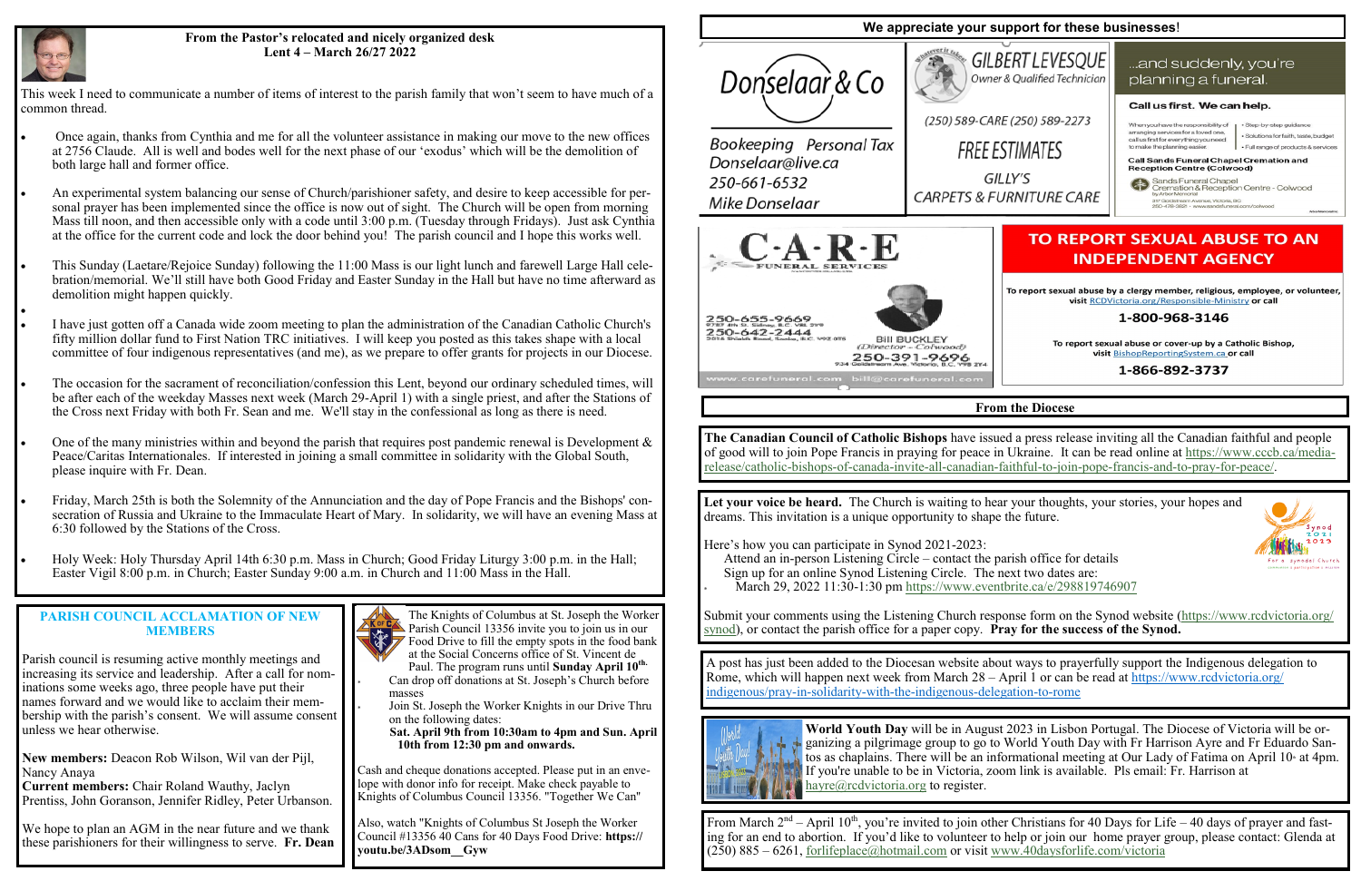### From the Pastor's relocated and nicely organized desk
### Lent 4 – March 26/27 2022

This week I need to communicate a number of items of interest to the parish family that won't seem to have much of a common thread.

- Once again, thanks from Cynthia and me for all the volunteer assistance in making our move to the new offices at 2756 Claude. All is well and bodes well for the next phase of our 'exodus' which will be the demolition of both large hall and former office.
- An experimental system balancing our sense of Church/parishioner safety, and desire to keep accessible for personal prayer has been implemented since the office is now out of sight. The Church will be open from morning Mass till noon, and then accessible only with a code until 3:00 p.m. (Tuesday through Fridays). Just ask Cynthia at the office for the current code and lock the door behind you! The parish council and I hope this works well.
- This Sunday (Laetare/Rejoice Sunday) following the 11:00 Mass is our light lunch and farewell Large Hall celebration/memorial. We'll still have both Good Friday and Easter Sunday in the Hall but have no time afterward as demolition might happen quickly.
- I have just gotten off a Canada wide zoom meeting to plan the administration of the Canadian Catholic Church's fifty million dollar fund to First Nation TRC initiatives. I will keep you posted as this takes shape with a local committee of four indigenous representatives (and me), as we prepare to offer grants for projects in our Diocese.
- The occasion for the sacrament of reconciliation/confession this Lent, beyond our ordinary scheduled times, will be after each of the weekday Masses next week (March 29-April 1) with a single priest, and after the Stations of the Cross next Friday with both Fr. Sean and me. We'll stay in the confessional as long as there is need.
- One of the many ministries within and beyond the parish that requires post pandemic renewal is Development & Peace/Caritas Internationales. If interested in joining a small committee in solidarity with the Global South, please inquire with Fr. Dean.
- Friday, March 25th is both the Solemnity of the Annunciation and the day of Pope Francis and the Bishops' consecration of Russia and Ukraine to the Immaculate Heart of Mary. In solidarity, we will have an evening Mass at 6:30 followed by the Stations of the Cross.
- Holy Week: Holy Thursday April 14th 6:30 p.m. Mass in Church; Good Friday Liturgy 3:00 p.m. in the Hall; Easter Vigil 8:00 p.m. in Church; Easter Sunday 9:00 a.m. in Church and 11:00 Mass in the Hall.

## PARISH COUNCIL ACCLAMATION OF NEW MEMBERS

Parish council is resuming active monthly meetings and increasing its service and leadership. After a call for nominations some weeks ago, three people have put their names forward and we would like to acclaim their membership with the parish's consent. We will assume consent unless we hear otherwise.

**New members:** Deacon Rob Wilson, Wil van der Pijl, Nancy Anaya
**Current members:** Chair Roland Wauthy, Jaclyn Prentiss, John Goranson, Jennifer Ridley, Peter Urbanson.

We hope to plan an AGM in the near future and we thank these parishioners for their willingness to serve. **Fr. Dean**

The Knights of Columbus at St. Joseph the Worker Parish Council 13356 invite you to join us in our Food Drive to fill the empty spots in the food bank at the Social Concerns office of St. Vincent de Paul. The program runs until **Sunday April 10th.**

- Can drop off donations at St. Joseph's Church before masses
- Join St. Joseph the Worker Knights in our Drive Thru on the following dates:
  **Sat. April 9th from 10:30am to 4pm and Sun. April 10th from 12:30 pm and onwards.**

Cash and cheque donations accepted. Please put in an envelope with donor info for receipt. Make check payable to Knights of Columbus Council 13356. "Together We Can"

Also, watch "Knights of Columbus St Joseph the Worker Council #13356 40 Cans for 40 Days Food Drive: **https://youtu.be/3ADsom__Gyw**

## We appreciate your support for these businesses!

Donselaar & Co
Bookeeping Personal Tax
Donselaar@live.ca
250-661-6532
Mike Donselaar

GILBERT LEVESQUE
Owner & Qualified Technician
(250) 589-CARE (250) 589-2273
FREE ESTIMATES
GILLY'S
CARPETS & FURNITURE CARE

...and suddenly, you're planning a funeral.
Call us first. We can help.
Call Sands Funeral Chapel Cremation and Reception Centre (Colwood)
Sands Funeral Chapel Cremation & Reception Centre - Colwood

C-A-R-E FUNERAL SERVICES
250-655-9669
250-642-2444
Bill BUCKLEY (Director - Colwood)
250-391-9696
www.carefuneral.com bill@carefuneral.com

### TO REPORT SEXUAL ABUSE TO AN INDEPENDENT AGENCY

To report sexual abuse by a clergy member, religious, employee, or volunteer, visit RCDVictoria.org/Responsible-Ministry or call
**1-800-968-3146**

To report sexual abuse or cover-up by a Catholic Bishop, visit BishopReportingSystem.ca or call
**1-866-892-3737**

## From the Diocese

**The Canadian Council of Catholic Bishops** have issued a press release inviting all the Canadian faithful and people of good will to join Pope Francis in praying for peace in Ukraine. It can be read online at https://www.cccb.ca/media-release/catholic-bishops-of-canada-invite-all-canadian-faithful-to-join-pope-francis-and-to-pray-for-peace/.

**Let your voice be heard.** The Church is waiting to hear your thoughts, your stories, your hopes and dreams. This invitation is a unique opportunity to shape the future.

Here's how you can participate in Synod 2021-2023:
Attend an in-person Listening Circle – contact the parish office for details
Sign up for an online Synod Listening Circle. The next two dates are:
- March 29, 2022 11:30-1:30 pm https://www.eventbrite.ca/e/298819746907

Submit your comments using the Listening Church response form on the Synod website (https://www.rcdvictoria.org/synod), or contact the parish office for a paper copy. **Pray for the success of the Synod.**

A post has just been added to the Diocesan website about ways to prayerfully support the Indigenous delegation to Rome, which will happen next week from March 28 – April 1 or can be read at https://www.rcdvictoria.org/indigenous/pray-in-solidarity-with-the-indigenous-delegation-to-rome

**World Youth Day** will be in August 2023 in Lisbon Portugal. The Diocese of Victoria will be organizing a pilgrimage group to go to World Youth Day with Fr Harrison Ayre and Fr Eduardo Santos as chaplains. There will be an informational meeting at Our Lady of Fatima on April 10 at 4pm. If you're unable to be in Victoria, zoom link is available. Pls email: Fr. Harrison at hayre@rcdvictoria.org to register.

From March 2nd – April 10th, you're invited to join other Christians for 40 Days for Life – 40 days of prayer and fasting for an end to abortion. If you'd like to volunteer to help or join our home prayer group, please contact: Glenda at (250) 885 – 6261, forlifeplace@hotmail.com or visit www.40daysforlife.com/victoria